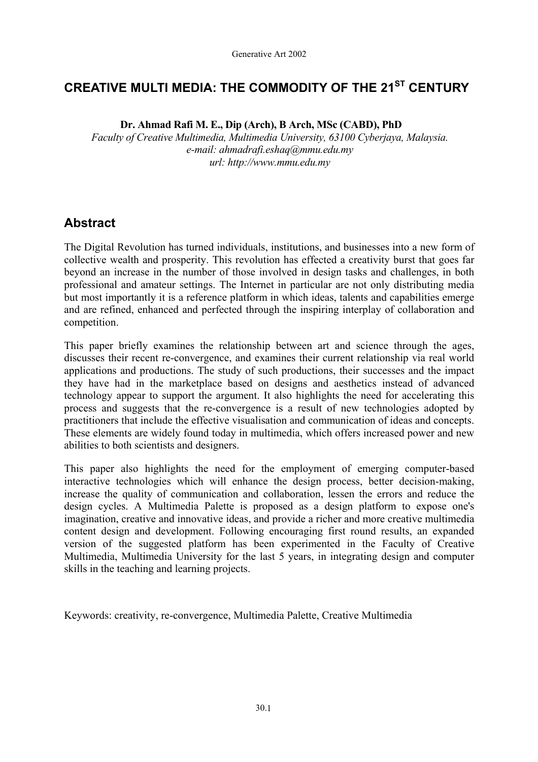# CREATIVE MULTI MEDIA: THE COMMODITY OF THE 21ST CENTURY

**Dr. Ahmad Rafi M. E., Dip (Arch), B Arch, MSc (CABD), PhD**

*Faculty of Creative Multimedia, Multimedia University, 63100 Cyberjaya, Malaysia.*
*e-mail: ahmadrafi.eshaq@mmu.edu.my*
*url: http://www.mmu.edu.my*

## Abstract

The Digital Revolution has turned individuals, institutions, and businesses into a new form of collective wealth and prosperity. This revolution has effected a creativity burst that goes far beyond an increase in the number of those involved in design tasks and challenges, in both professional and amateur settings. The Internet in particular are not only distributing media but most importantly it is a reference platform in which ideas, talents and capabilities emerge and are refined, enhanced and perfected through the inspiring interplay of collaboration and competition.

This paper briefly examines the relationship between art and science through the ages, discusses their recent re-convergence, and examines their current relationship via real world applications and productions. The study of such productions, their successes and the impact they have had in the marketplace based on designs and aesthetics instead of advanced technology appear to support the argument. It also highlights the need for accelerating this process and suggests that the re-convergence is a result of new technologies adopted by practitioners that include the effective visualisation and communication of ideas and concepts. These elements are widely found today in multimedia, which offers increased power and new abilities to both scientists and designers.

This paper also highlights the need for the employment of emerging computer-based interactive technologies which will enhance the design process, better decision-making, increase the quality of communication and collaboration, lessen the errors and reduce the design cycles. A Multimedia Palette is proposed as a design platform to expose one's imagination, creative and innovative ideas, and provide a richer and more creative multimedia content design and development. Following encouraging first round results, an expanded version of the suggested platform has been experimented in the Faculty of Creative Multimedia, Multimedia University for the last 5 years, in integrating design and computer skills in the teaching and learning projects.

Keywords: creativity, re-convergence, Multimedia Palette, Creative Multimedia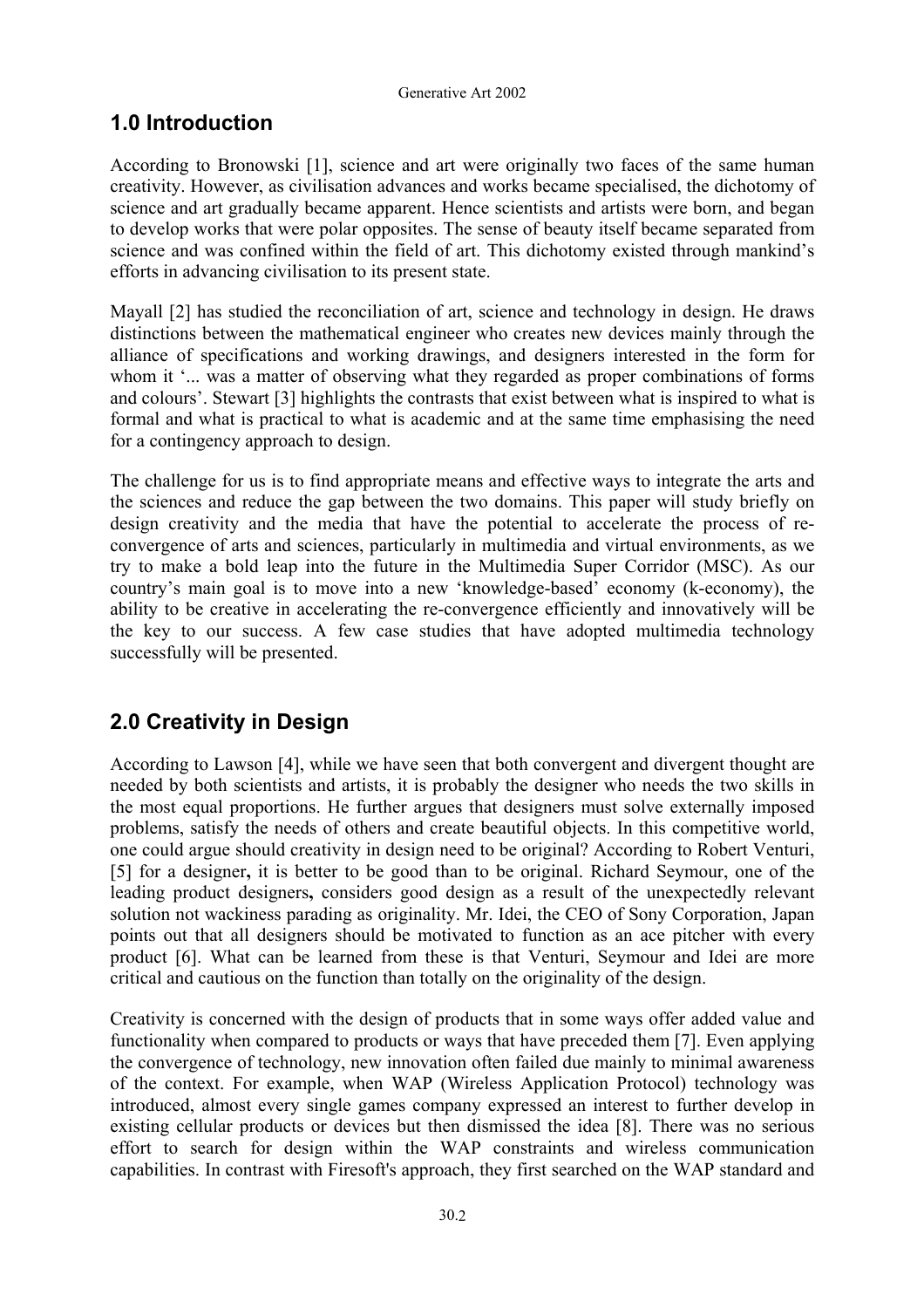## 1.0 Introduction

According to Bronowski [1], science and art were originally two faces of the same human creativity. However, as civilisation advances and works became specialised, the dichotomy of science and art gradually became apparent. Hence scientists and artists were born, and began to develop works that were polar opposites. The sense of beauty itself became separated from science and was confined within the field of art. This dichotomy existed through mankind's efforts in advancing civilisation to its present state.

Mayall [2] has studied the reconciliation of art, science and technology in design. He draws distinctions between the mathematical engineer who creates new devices mainly through the alliance of specifications and working drawings, and designers interested in the form for whom it '... was a matter of observing what they regarded as proper combinations of forms and colours'. Stewart [3] highlights the contrasts that exist between what is inspired to what is formal and what is practical to what is academic and at the same time emphasising the need for a contingency approach to design.

The challenge for us is to find appropriate means and effective ways to integrate the arts and the sciences and reduce the gap between the two domains. This paper will study briefly on design creativity and the media that have the potential to accelerate the process of re-convergence of arts and sciences, particularly in multimedia and virtual environments, as we try to make a bold leap into the future in the Multimedia Super Corridor (MSC). As our country's main goal is to move into a new 'knowledge-based' economy (k-economy), the ability to be creative in accelerating the re-convergence efficiently and innovatively will be the key to our success. A few case studies that have adopted multimedia technology successfully will be presented.

## 2.0 Creativity in Design

According to Lawson [4], while we have seen that both convergent and divergent thought are needed by both scientists and artists, it is probably the designer who needs the two skills in the most equal proportions. He further argues that designers must solve externally imposed problems, satisfy the needs of others and create beautiful objects. In this competitive world, one could argue should creativity in design need to be original? According to Robert Venturi, [5] for a designer**,** it is better to be good than to be original. Richard Seymour, one of the leading product designers**,** considers good design as a result of the unexpectedly relevant solution not wackiness parading as originality. Mr. Idei, the CEO of Sony Corporation, Japan points out that all designers should be motivated to function as an ace pitcher with every product [6]. What can be learned from these is that Venturi, Seymour and Idei are more critical and cautious on the function than totally on the originality of the design.

Creativity is concerned with the design of products that in some ways offer added value and functionality when compared to products or ways that have preceded them [7]. Even applying the convergence of technology, new innovation often failed due mainly to minimal awareness of the context. For example, when WAP (Wireless Application Protocol) technology was introduced, almost every single games company expressed an interest to further develop in existing cellular products or devices but then dismissed the idea [8]. There was no serious effort to search for design within the WAP constraints and wireless communication capabilities. In contrast with Firesoft's approach, they first searched on the WAP standard and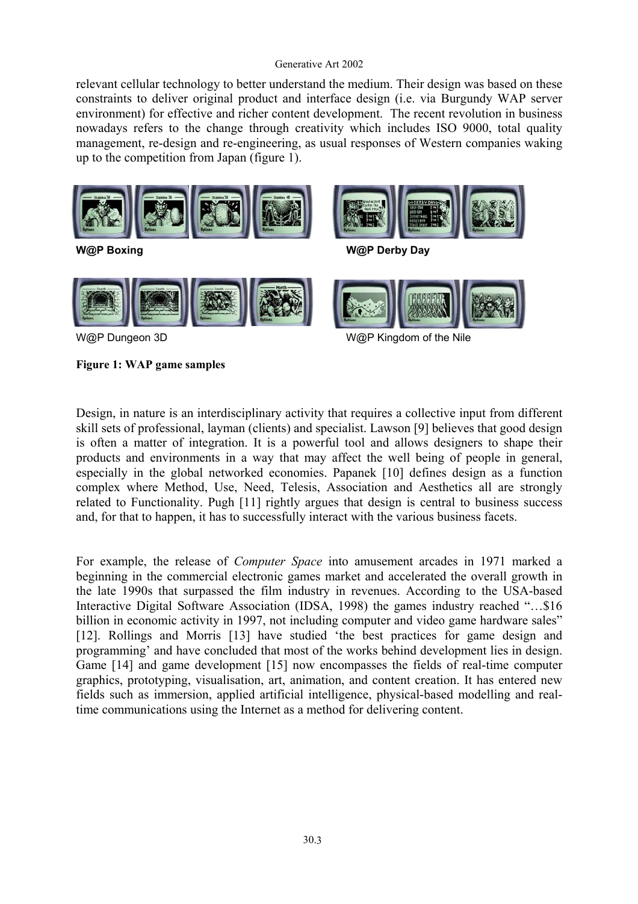relevant cellular technology to better understand the medium. Their design was based on these constraints to deliver original product and interface design (i.e. via Burgundy WAP server environment) for effective and richer content development. The recent revolution in business nowadays refers to the change through creativity which includes ISO 9000, total quality management, re-design and re-engineering, as usual responses of Western companies waking up to the competition from Japan (figure 1).

**W@P Boxing** **W@P Derby Day**

W@P Dungeon 3D W@P Kingdom of the Nile

**Figure 1: WAP game samples**

Design, in nature is an interdisciplinary activity that requires a collective input from different skill sets of professional, layman (clients) and specialist. Lawson [9] believes that good design is often a matter of integration. It is a powerful tool and allows designers to shape their products and environments in a way that may affect the well being of people in general, especially in the global networked economies. Papanek [10] defines design as a function complex where Method, Use, Need, Telesis, Association and Aesthetics all are strongly related to Functionality. Pugh [11] rightly argues that design is central to business success and, for that to happen, it has to successfully interact with the various business facets.

For example, the release of *Computer Space* into amusement arcades in 1971 marked a beginning in the commercial electronic games market and accelerated the overall growth in the late 1990s that surpassed the film industry in revenues. According to the USA-based Interactive Digital Software Association (IDSA, 1998) the games industry reached "…$16 billion in economic activity in 1997, not including computer and video game hardware sales" [12]. Rollings and Morris [13] have studied 'the best practices for game design and programming' and have concluded that most of the works behind development lies in design. Game [14] and game development [15] now encompasses the fields of real-time computer graphics, prototyping, visualisation, art, animation, and content creation. It has entered new fields such as immersion, applied artificial intelligence, physical-based modelling and real-time communications using the Internet as a method for delivering content.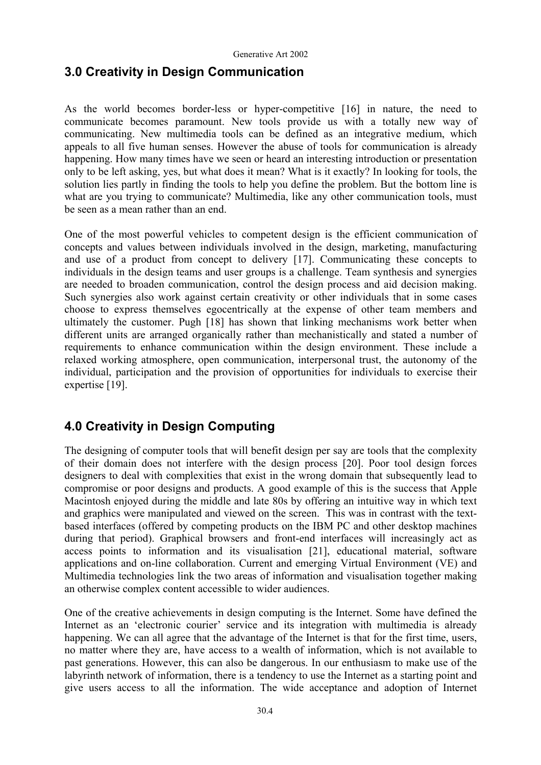## 3.0 Creativity in Design Communication

As the world becomes border-less or hyper-competitive [16] in nature, the need to communicate becomes paramount. New tools provide us with a totally new way of communicating. New multimedia tools can be defined as an integrative medium, which appeals to all five human senses. However the abuse of tools for communication is already happening. How many times have we seen or heard an interesting introduction or presentation only to be left asking, yes, but what does it mean? What is it exactly? In looking for tools, the solution lies partly in finding the tools to help you define the problem. But the bottom line is what are you trying to communicate? Multimedia, like any other communication tools, must be seen as a mean rather than an end.

One of the most powerful vehicles to competent design is the efficient communication of concepts and values between individuals involved in the design, marketing, manufacturing and use of a product from concept to delivery [17]. Communicating these concepts to individuals in the design teams and user groups is a challenge. Team synthesis and synergies are needed to broaden communication, control the design process and aid decision making. Such synergies also work against certain creativity or other individuals that in some cases choose to express themselves egocentrically at the expense of other team members and ultimately the customer. Pugh [18] has shown that linking mechanisms work better when different units are arranged organically rather than mechanistically and stated a number of requirements to enhance communication within the design environment. These include a relaxed working atmosphere, open communication, interpersonal trust, the autonomy of the individual, participation and the provision of opportunities for individuals to exercise their expertise [19].

## 4.0 Creativity in Design Computing

The designing of computer tools that will benefit design per say are tools that the complexity of their domain does not interfere with the design process [20]. Poor tool design forces designers to deal with complexities that exist in the wrong domain that subsequently lead to compromise or poor designs and products. A good example of this is the success that Apple Macintosh enjoyed during the middle and late 80s by offering an intuitive way in which text and graphics were manipulated and viewed on the screen. This was in contrast with the text-based interfaces (offered by competing products on the IBM PC and other desktop machines during that period). Graphical browsers and front-end interfaces will increasingly act as access points to information and its visualisation [21], educational material, software applications and on-line collaboration. Current and emerging Virtual Environment (VE) and Multimedia technologies link the two areas of information and visualisation together making an otherwise complex content accessible to wider audiences.

One of the creative achievements in design computing is the Internet. Some have defined the Internet as an 'electronic courier' service and its integration with multimedia is already happening. We can all agree that the advantage of the Internet is that for the first time, users, no matter where they are, have access to a wealth of information, which is not available to past generations. However, this can also be dangerous. In our enthusiasm to make use of the labyrinth network of information, there is a tendency to use the Internet as a starting point and give users access to all the information. The wide acceptance and adoption of Internet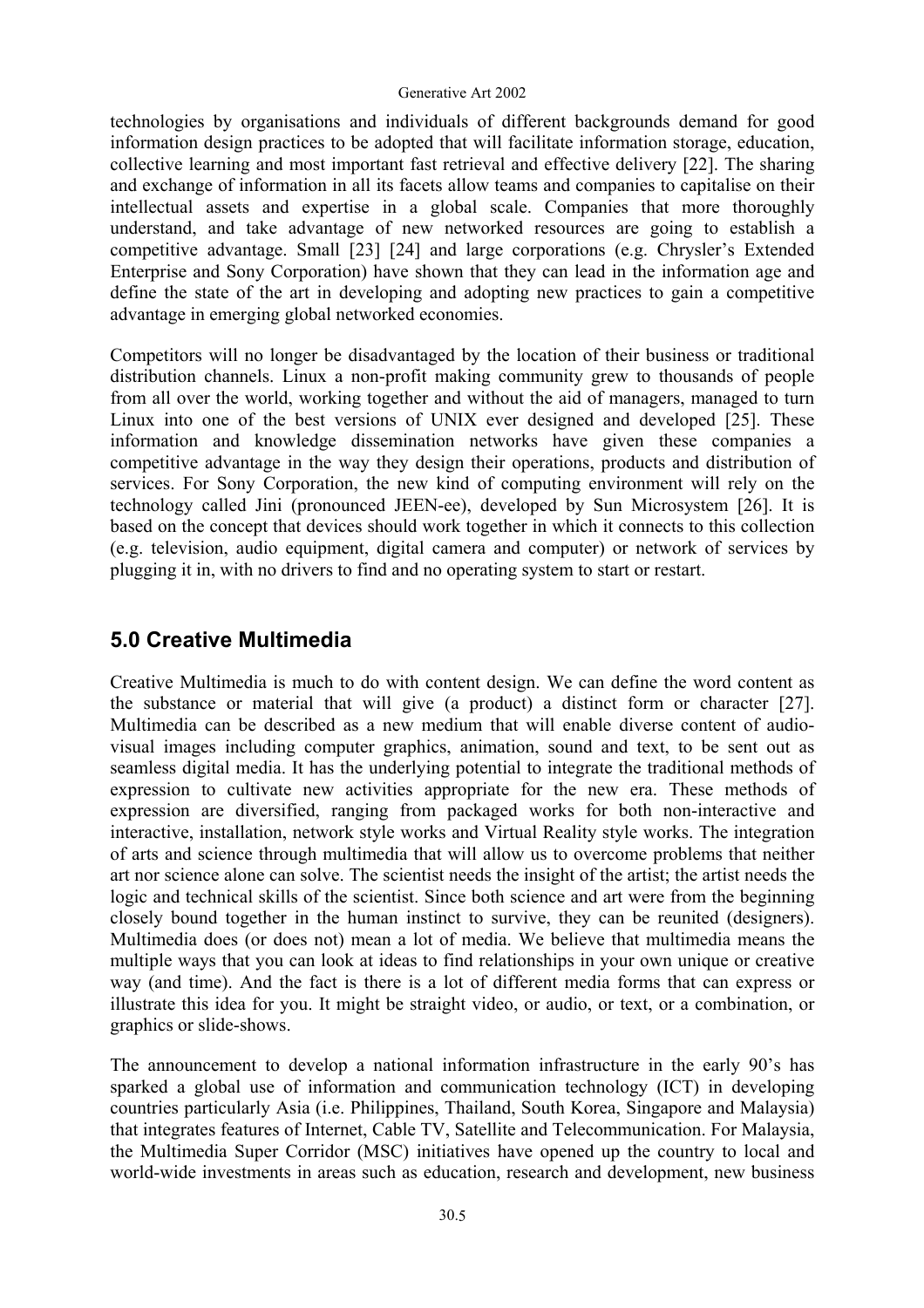technologies by organisations and individuals of different backgrounds demand for good information design practices to be adopted that will facilitate information storage, education, collective learning and most important fast retrieval and effective delivery [22]. The sharing and exchange of information in all its facets allow teams and companies to capitalise on their intellectual assets and expertise in a global scale. Companies that more thoroughly understand, and take advantage of new networked resources are going to establish a competitive advantage. Small [23] [24] and large corporations (e.g. Chrysler's Extended Enterprise and Sony Corporation) have shown that they can lead in the information age and define the state of the art in developing and adopting new practices to gain a competitive advantage in emerging global networked economies.

Competitors will no longer be disadvantaged by the location of their business or traditional distribution channels. Linux a non-profit making community grew to thousands of people from all over the world, working together and without the aid of managers, managed to turn Linux into one of the best versions of UNIX ever designed and developed [25]. These information and knowledge dissemination networks have given these companies a competitive advantage in the way they design their operations, products and distribution of services. For Sony Corporation, the new kind of computing environment will rely on the technology called Jini (pronounced JEEN-ee), developed by Sun Microsystem [26]. It is based on the concept that devices should work together in which it connects to this collection (e.g. television, audio equipment, digital camera and computer) or network of services by plugging it in, with no drivers to find and no operating system to start or restart.

## 5.0 Creative Multimedia

Creative Multimedia is much to do with content design. We can define the word content as the substance or material that will give (a product) a distinct form or character [27]. Multimedia can be described as a new medium that will enable diverse content of audio-visual images including computer graphics, animation, sound and text, to be sent out as seamless digital media. It has the underlying potential to integrate the traditional methods of expression to cultivate new activities appropriate for the new era. These methods of expression are diversified, ranging from packaged works for both non-interactive and interactive, installation, network style works and Virtual Reality style works. The integration of arts and science through multimedia that will allow us to overcome problems that neither art nor science alone can solve. The scientist needs the insight of the artist; the artist needs the logic and technical skills of the scientist. Since both science and art were from the beginning closely bound together in the human instinct to survive, they can be reunited (designers). Multimedia does (or does not) mean a lot of media. We believe that multimedia means the multiple ways that you can look at ideas to find relationships in your own unique or creative way (and time). And the fact is there is a lot of different media forms that can express or illustrate this idea for you. It might be straight video, or audio, or text, or a combination, or graphics or slide-shows.

The announcement to develop a national information infrastructure in the early 90's has sparked a global use of information and communication technology (ICT) in developing countries particularly Asia (i.e. Philippines, Thailand, South Korea, Singapore and Malaysia) that integrates features of Internet, Cable TV, Satellite and Telecommunication. For Malaysia, the Multimedia Super Corridor (MSC) initiatives have opened up the country to local and world-wide investments in areas such as education, research and development, new business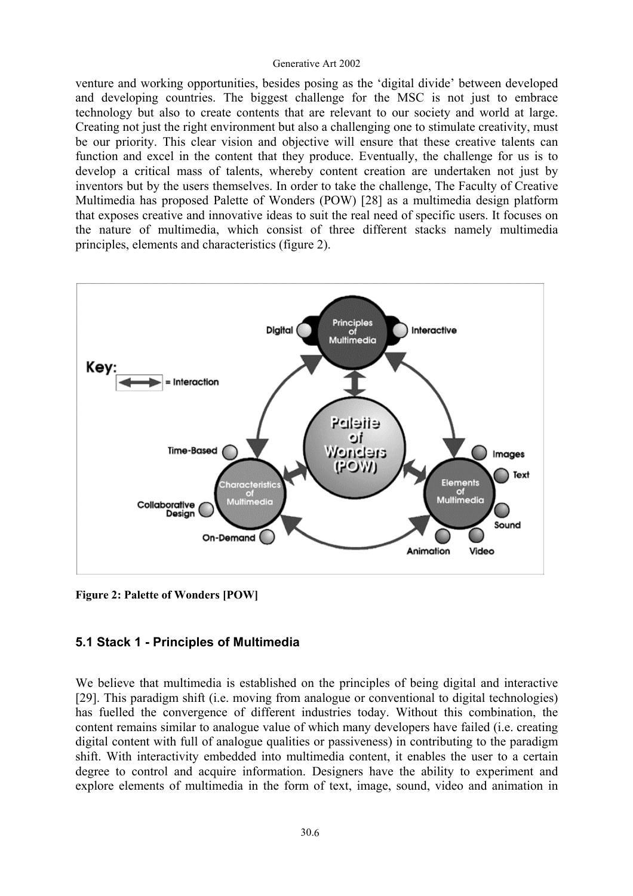venture and working opportunities, besides posing as the 'digital divide' between developed and developing countries. The biggest challenge for the MSC is not just to embrace technology but also to create contents that are relevant to our society and world at large. Creating not just the right environment but also a challenging one to stimulate creativity, must be our priority. This clear vision and objective will ensure that these creative talents can function and excel in the content that they produce. Eventually, the challenge for us is to develop a critical mass of talents, whereby content creation are undertaken not just by inventors but by the users themselves. In order to take the challenge, The Faculty of Creative Multimedia has proposed Palette of Wonders (POW) [28] as a multimedia design platform that exposes creative and innovative ideas to suit the real need of specific users. It focuses on the nature of multimedia, which consist of three different stacks namely multimedia principles, elements and characteristics (figure 2).

**Figure 2: Palette of Wonders [POW]**

### 5.1 Stack 1 - Principles of Multimedia

We believe that multimedia is established on the principles of being digital and interactive [29]. This paradigm shift (i.e. moving from analogue or conventional to digital technologies) has fuelled the convergence of different industries today. Without this combination, the content remains similar to analogue value of which many developers have failed (i.e. creating digital content with full of analogue qualities or passiveness) in contributing to the paradigm shift. With interactivity embedded into multimedia content, it enables the user to a certain degree to control and acquire information. Designers have the ability to experiment and explore elements of multimedia in the form of text, image, sound, video and animation in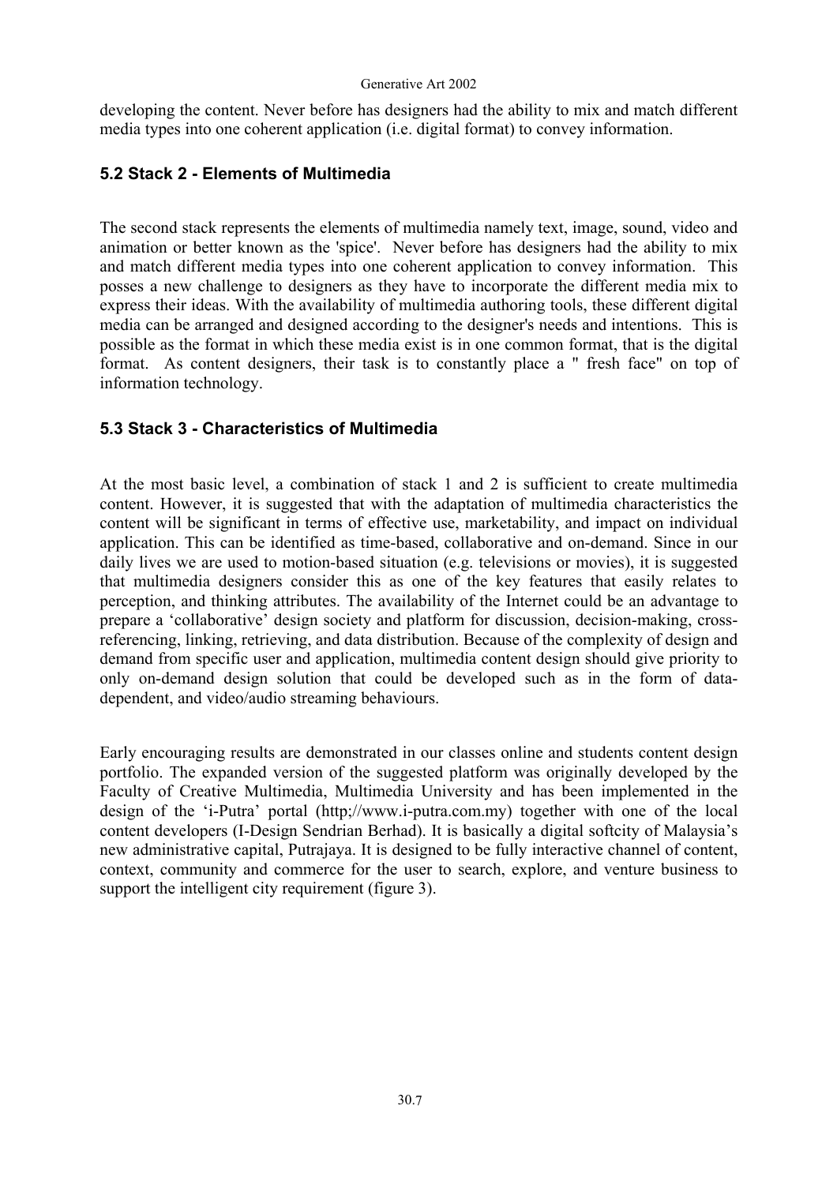developing the content. Never before has designers had the ability to mix and match different media types into one coherent application (i.e. digital format) to convey information.

### 5.2 Stack 2 - Elements of Multimedia

The second stack represents the elements of multimedia namely text, image, sound, video and animation or better known as the 'spice'. Never before has designers had the ability to mix and match different media types into one coherent application to convey information. This posses a new challenge to designers as they have to incorporate the different media mix to express their ideas. With the availability of multimedia authoring tools, these different digital media can be arranged and designed according to the designer's needs and intentions. This is possible as the format in which these media exist is in one common format, that is the digital format. As content designers, their task is to constantly place a " fresh face" on top of information technology.

### 5.3 Stack 3 - Characteristics of Multimedia

At the most basic level, a combination of stack 1 and 2 is sufficient to create multimedia content. However, it is suggested that with the adaptation of multimedia characteristics the content will be significant in terms of effective use, marketability, and impact on individual application. This can be identified as time-based, collaborative and on-demand. Since in our daily lives we are used to motion-based situation (e.g. televisions or movies), it is suggested that multimedia designers consider this as one of the key features that easily relates to perception, and thinking attributes. The availability of the Internet could be an advantage to prepare a 'collaborative' design society and platform for discussion, decision-making, cross-referencing, linking, retrieving, and data distribution. Because of the complexity of design and demand from specific user and application, multimedia content design should give priority to only on-demand design solution that could be developed such as in the form of data-dependent, and video/audio streaming behaviours.

Early encouraging results are demonstrated in our classes online and students content design portfolio. The expanded version of the suggested platform was originally developed by the Faculty of Creative Multimedia, Multimedia University and has been implemented in the design of the 'i-Putra' portal (http;//www.i-putra.com.my) together with one of the local content developers (I-Design Sendrian Berhad). It is basically a digital softcity of Malaysia's new administrative capital, Putrajaya. It is designed to be fully interactive channel of content, context, community and commerce for the user to search, explore, and venture business to support the intelligent city requirement (figure 3).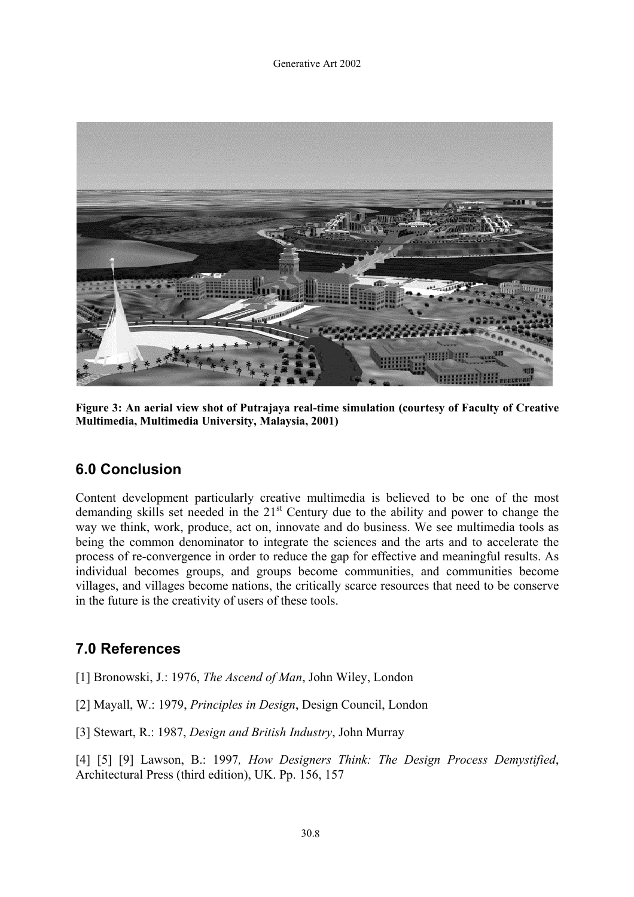**Figure 3: An aerial view shot of Putrajaya real-time simulation (courtesy of Faculty of Creative Multimedia, Multimedia University, Malaysia, 2001)**

## 6.0 Conclusion

Content development particularly creative multimedia is believed to be one of the most demanding skills set needed in the 21st Century due to the ability and power to change the way we think, work, produce, act on, innovate and do business. We see multimedia tools as being the common denominator to integrate the sciences and the arts and to accelerate the process of re-convergence in order to reduce the gap for effective and meaningful results. As individual becomes groups, and groups become communities, and communities become villages, and villages become nations, the critically scarce resources that need to be conserve in the future is the creativity of users of these tools.

## 7.0 References

[1] Bronowski, J.: 1976, *The Ascend of Man*, John Wiley, London

[2] Mayall, W.: 1979, *Principles in Design*, Design Council, London

[3] Stewart, R.: 1987, *Design and British Industry*, John Murray

[4] [5] [9] Lawson, B.: 1997*, How Designers Think: The Design Process Demystified*, Architectural Press (third edition), UK. Pp. 156, 157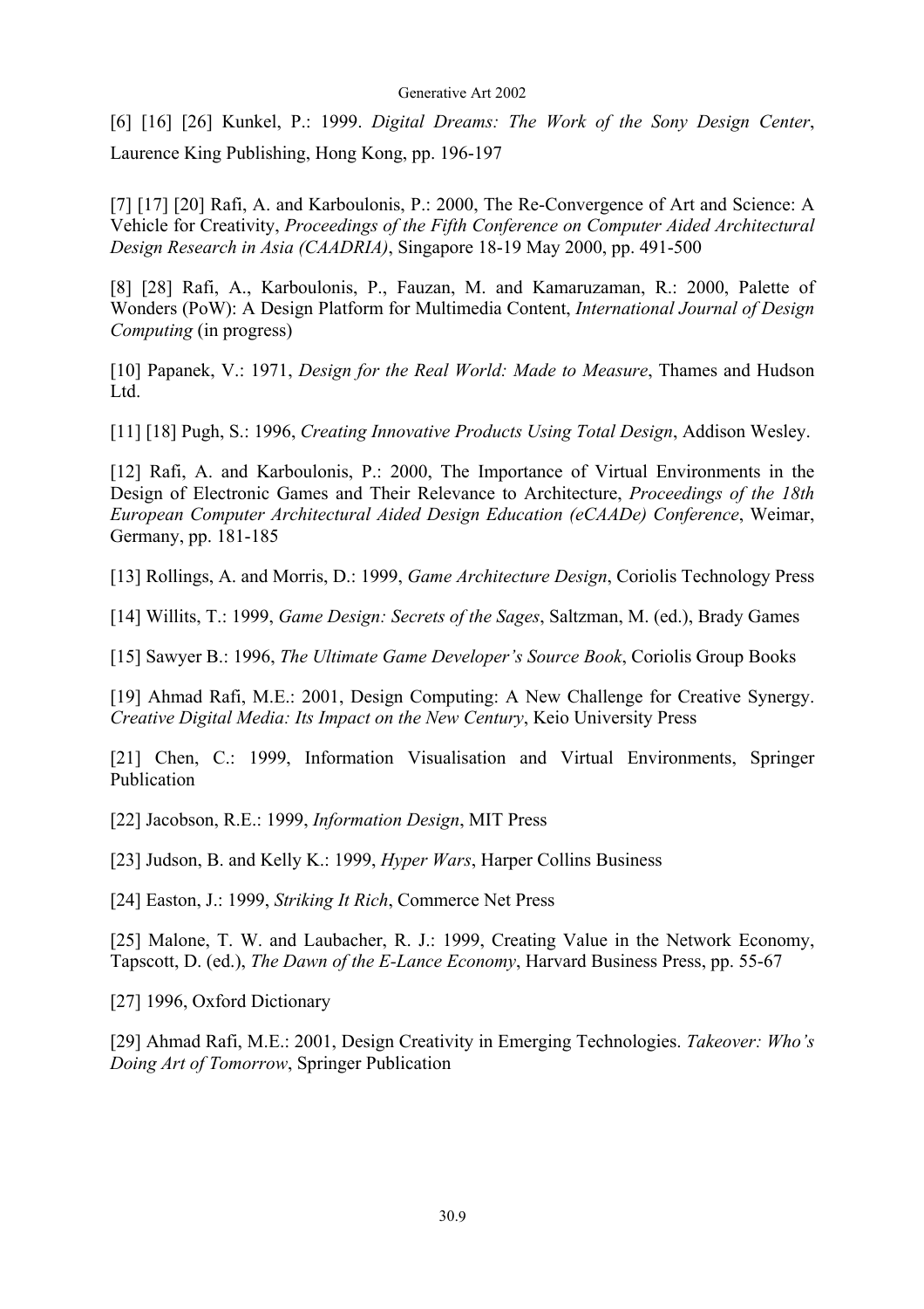[6] [16] [26] Kunkel, P.: 1999. *Digital Dreams: The Work of the Sony Design Center*, Laurence King Publishing, Hong Kong, pp. 196-197

[7] [17] [20] Rafi, A. and Karboulonis, P.: 2000, The Re-Convergence of Art and Science: A Vehicle for Creativity, *Proceedings of the Fifth Conference on Computer Aided Architectural Design Research in Asia (CAADRIA)*, Singapore 18-19 May 2000, pp. 491-500

[8] [28] Rafi, A., Karboulonis, P., Fauzan, M. and Kamaruzaman, R.: 2000, Palette of Wonders (PoW): A Design Platform for Multimedia Content, *International Journal of Design Computing* (in progress)

[10] Papanek, V.: 1971, *Design for the Real World: Made to Measure*, Thames and Hudson Ltd.

[11] [18] Pugh, S.: 1996, *Creating Innovative Products Using Total Design*, Addison Wesley.

[12] Rafi, A. and Karboulonis, P.: 2000, The Importance of Virtual Environments in the Design of Electronic Games and Their Relevance to Architecture, *Proceedings of the 18th European Computer Architectural Aided Design Education (eCAADe) Conference*, Weimar, Germany, pp. 181-185

[13] Rollings, A. and Morris, D.: 1999, *Game Architecture Design*, Coriolis Technology Press

[14] Willits, T.: 1999, *Game Design: Secrets of the Sages*, Saltzman, M. (ed.), Brady Games

[15] Sawyer B.: 1996, *The Ultimate Game Developer's Source Book*, Coriolis Group Books

[19] Ahmad Rafi, M.E.: 2001, Design Computing: A New Challenge for Creative Synergy. *Creative Digital Media: Its Impact on the New Century*, Keio University Press

[21] Chen, C.: 1999, Information Visualisation and Virtual Environments, Springer Publication

[22] Jacobson, R.E.: 1999, *Information Design*, MIT Press

[23] Judson, B. and Kelly K.: 1999, *Hyper Wars*, Harper Collins Business

[24] Easton, J.: 1999, *Striking It Rich*, Commerce Net Press

[25] Malone, T. W. and Laubacher, R. J.: 1999, Creating Value in the Network Economy, Tapscott, D. (ed.), *The Dawn of the E-Lance Economy*, Harvard Business Press, pp. 55-67

[27] 1996, Oxford Dictionary

[29] Ahmad Rafi, M.E.: 2001, Design Creativity in Emerging Technologies. *Takeover: Who's Doing Art of Tomorrow*, Springer Publication